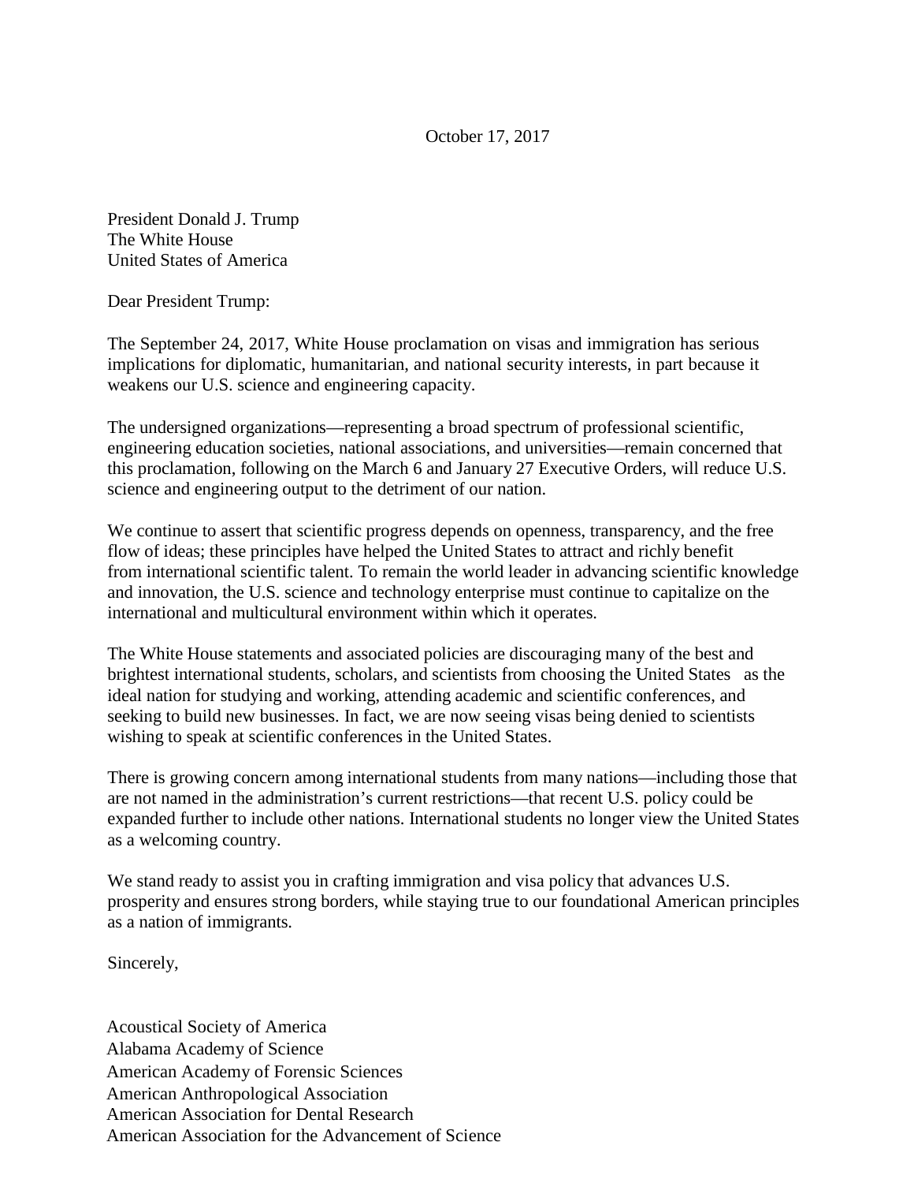October 17, 2017

President Donald J. Trump
The White House
United States of America

Dear President Trump:

The September 24, 2017, White House proclamation on visas and immigration has serious implications for diplomatic, humanitarian, and national security interests, in part because it weakens our U.S. science and engineering capacity.

The undersigned organizations—representing a broad spectrum of professional scientific, engineering education societies, national associations, and universities—remain concerned that this proclamation, following on the March 6 and January 27 Executive Orders, will reduce U.S. science and engineering output to the detriment of our nation.

We continue to assert that scientific progress depends on openness, transparency, and the free flow of ideas; these principles have helped the United States to attract and richly benefit from international scientific talent. To remain the world leader in advancing scientific knowledge and innovation, the U.S. science and technology enterprise must continue to capitalize on the international and multicultural environment within which it operates.

The White House statements and associated policies are discouraging many of the best and brightest international students, scholars, and scientists from choosing the United States as the ideal nation for studying and working, attending academic and scientific conferences, and seeking to build new businesses. In fact, we are now seeing visas being denied to scientists wishing to speak at scientific conferences in the United States.

There is growing concern among international students from many nations—including those that are not named in the administration's current restrictions—that recent U.S. policy could be expanded further to include other nations. International students no longer view the United States as a welcoming country.

We stand ready to assist you in crafting immigration and visa policy that advances U.S. prosperity and ensures strong borders, while staying true to our foundational American principles as a nation of immigrants.

Sincerely,

Acoustical Society of America
Alabama Academy of Science
American Academy of Forensic Sciences
American Anthropological Association
American Association for Dental Research
American Association for the Advancement of Science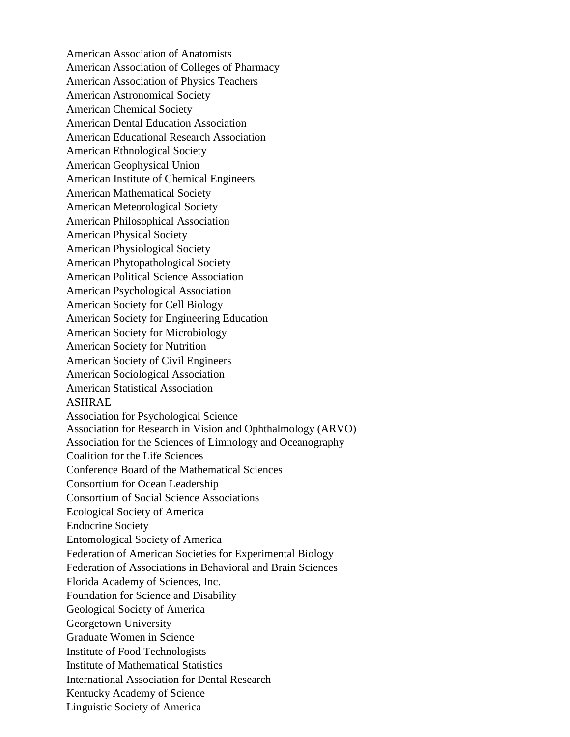American Association of Anatomists
American Association of Colleges of Pharmacy
American Association of Physics Teachers
American Astronomical Society
American Chemical Society
American Dental Education Association
American Educational Research Association
American Ethnological Society
American Geophysical Union
American Institute of Chemical Engineers
American Mathematical Society
American Meteorological Society
American Philosophical Association
American Physical Society
American Physiological Society
American Phytopathological Society
American Political Science Association
American Psychological Association
American Society for Cell Biology
American Society for Engineering Education
American Society for Microbiology
American Society for Nutrition
American Society of Civil Engineers
American Sociological Association
American Statistical Association
ASHRAE
Association for Psychological Science
Association for Research in Vision and Ophthalmology (ARVO)
Association for the Sciences of Limnology and Oceanography
Coalition for the Life Sciences
Conference Board of the Mathematical Sciences
Consortium for Ocean Leadership
Consortium of Social Science Associations
Ecological Society of America
Endocrine Society
Entomological Society of America
Federation of American Societies for Experimental Biology
Federation of Associations in Behavioral and Brain Sciences
Florida Academy of Sciences, Inc.
Foundation for Science and Disability
Geological Society of America
Georgetown University
Graduate Women in Science
Institute of Food Technologists
Institute of Mathematical Statistics
International Association for Dental Research
Kentucky Academy of Science
Linguistic Society of America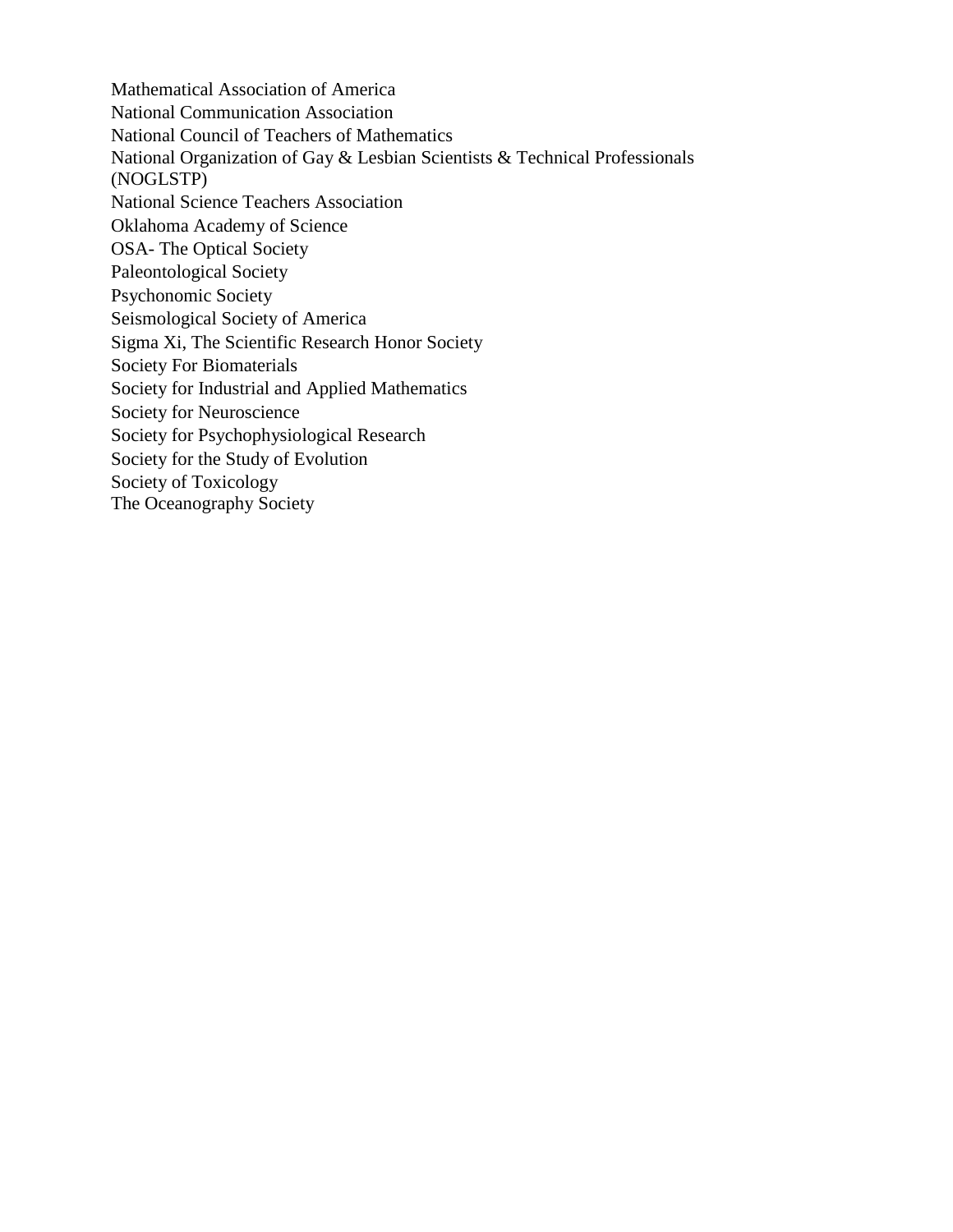Mathematical Association of America
National Communication Association
National Council of Teachers of Mathematics
National Organization of Gay & Lesbian Scientists & Technical Professionals (NOGLSTP)
National Science Teachers Association
Oklahoma Academy of Science
OSA- The Optical Society
Paleontological Society
Psychonomic Society
Seismological Society of America
Sigma Xi, The Scientific Research Honor Society
Society For Biomaterials
Society for Industrial and Applied Mathematics
Society for Neuroscience
Society for Psychophysiological Research
Society for the Study of Evolution
Society of Toxicology
The Oceanography Society